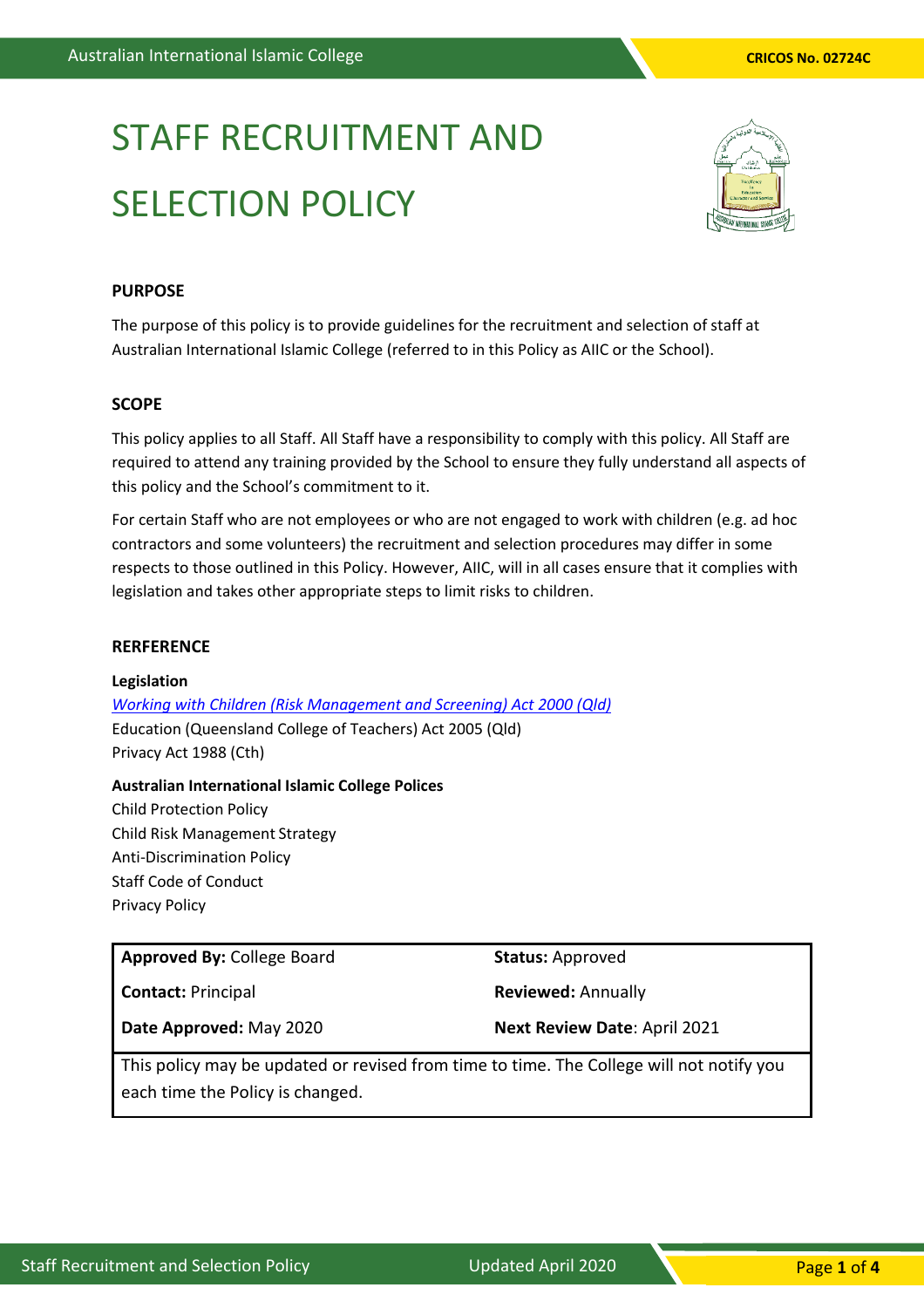# STAFF RECRUITMENT AND SELECTION POLICY

## PURPOSE

The purpose of this policy is to provide guidelines for the recruitment and selection of staff at Australian International Islamic College (referred to in this Policy as AIIC or the School).

## SCOPE

This policy applies to all Staff. All Staff have a responsibility to comply with this policy. All Staff are required to attend any training provided by the School to ensure they fully understand all aspects of this policy and the School's commitment to it.

For certain Staff who are not employees or who are not engaged to work with children (e.g. ad hoc contractors and some volunteers) the recruitment and selection procedures may differ in some respects to those outlined in this Policy. However, AIIC, will in all cases ensure that it complies with legislation and takes other appropriate steps to limit risks to children.

## RERFERENCE

**Legislation**

*Working with Children (Risk Management and Screening) Act 2000 (Qld)*
Education (Queensland College of Teachers) Act 2005 (Qld)
Privacy Act 1988 (Cth)

**Australian International Islamic College Polices**

Child Protection Policy
Child Risk Management Strategy
Anti-Discrimination Policy
Staff Code of Conduct
Privacy Policy

| **Approved By:** College Board | **Status:** Approved |
|---|---|
| **Contact:** Principal | **Reviewed:** Annually |
| **Date Approved:** May 2020 | **Next Review Date**: April 2021 |
| This policy may be updated or revised from time to time. The College will not notify you each time the Policy is changed. | |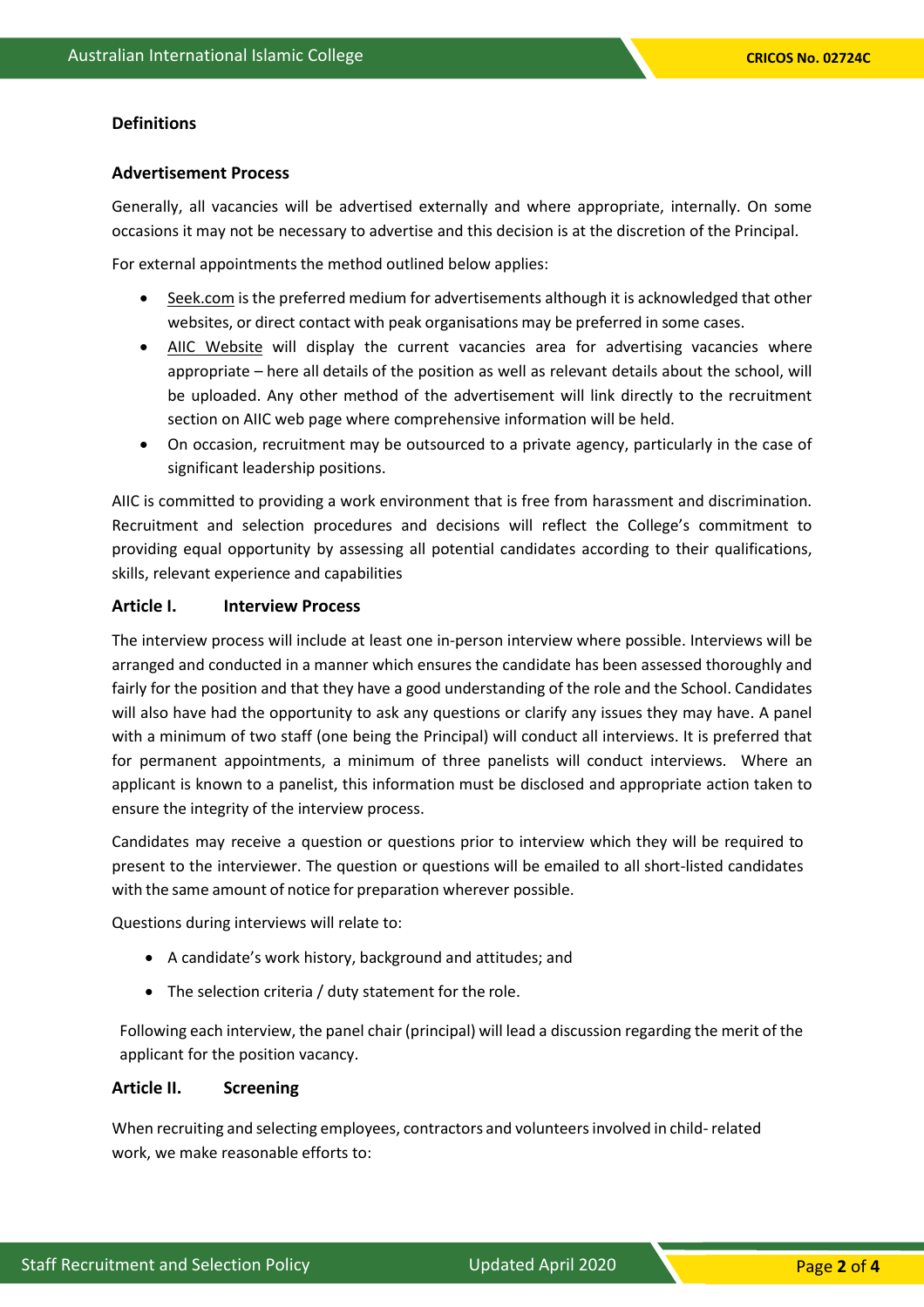## Definitions

### Advertisement Process

Generally, all vacancies will be advertised externally and where appropriate, internally. On some occasions it may not be necessary to advertise and this decision is at the discretion of the Principal.

For external appointments the method outlined below applies:

- Seek.com is the preferred medium for advertisements although it is acknowledged that other websites, or direct contact with peak organisations may be preferred in some cases.
- AIIC Website will display the current vacancies area for advertising vacancies where appropriate – here all details of the position as well as relevant details about the school, will be uploaded. Any other method of the advertisement will link directly to the recruitment section on AIIC web page where comprehensive information will be held.
- On occasion, recruitment may be outsourced to a private agency, particularly in the case of significant leadership positions.

AIIC is committed to providing a work environment that is free from harassment and discrimination. Recruitment and selection procedures and decisions will reflect the College's commitment to providing equal opportunity by assessing all potential candidates according to their qualifications, skills, relevant experience and capabilities

### Article I. Interview Process

The interview process will include at least one in-person interview where possible. Interviews will be arranged and conducted in a manner which ensures the candidate has been assessed thoroughly and fairly for the position and that they have a good understanding of the role and the School. Candidates will also have had the opportunity to ask any questions or clarify any issues they may have. A panel with a minimum of two staff (one being the Principal) will conduct all interviews. It is preferred that for permanent appointments, a minimum of three panelists will conduct interviews. Where an applicant is known to a panelist, this information must be disclosed and appropriate action taken to ensure the integrity of the interview process.

Candidates may receive a question or questions prior to interview which they will be required to present to the interviewer. The question or questions will be emailed to all short-listed candidates with the same amount of notice for preparation wherever possible.

Questions during interviews will relate to:

- A candidate's work history, background and attitudes; and
- The selection criteria / duty statement for the role.

Following each interview, the panel chair (principal) will lead a discussion regarding the merit of the applicant for the position vacancy.

### Article II. Screening

When recruiting and selecting employees, contractors and volunteers involved in child- related work, we make reasonable efforts to: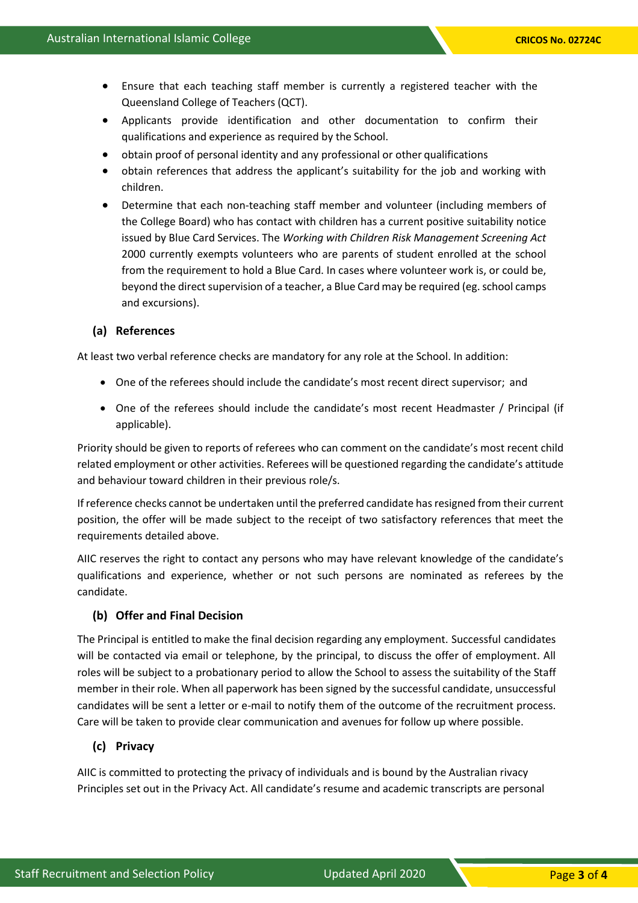- Ensure that each teaching staff member is currently a registered teacher with the Queensland College of Teachers (QCT).
- Applicants provide identification and other documentation to confirm their qualifications and experience as required by the School.
- obtain proof of personal identity and any professional or other qualifications
- obtain references that address the applicant's suitability for the job and working with children.
- Determine that each non-teaching staff member and volunteer (including members of the College Board) who has contact with children has a current positive suitability notice issued by Blue Card Services. The *Working with Children Risk Management Screening Act* 2000 currently exempts volunteers who are parents of student enrolled at the school from the requirement to hold a Blue Card. In cases where volunteer work is, or could be, beyond the direct supervision of a teacher, a Blue Card may be required (eg. school camps and excursions).

### (a) References

At least two verbal reference checks are mandatory for any role at the School. In addition:

- One of the referees should include the candidate's most recent direct supervisor; and
- One of the referees should include the candidate's most recent Headmaster / Principal (if applicable).

Priority should be given to reports of referees who can comment on the candidate's most recent child related employment or other activities. Referees will be questioned regarding the candidate's attitude and behaviour toward children in their previous role/s.

If reference checks cannot be undertaken until the preferred candidate has resigned from their current position, the offer will be made subject to the receipt of two satisfactory references that meet the requirements detailed above.

AIIC reserves the right to contact any persons who may have relevant knowledge of the candidate's qualifications and experience, whether or not such persons are nominated as referees by the candidate.

### (b) Offer and Final Decision

The Principal is entitled to make the final decision regarding any employment. Successful candidates will be contacted via email or telephone, by the principal, to discuss the offer of employment. All roles will be subject to a probationary period to allow the School to assess the suitability of the Staff member in their role. When all paperwork has been signed by the successful candidate, unsuccessful candidates will be sent a letter or e-mail to notify them of the outcome of the recruitment process. Care will be taken to provide clear communication and avenues for follow up where possible.

### (c) Privacy

AIIC is committed to protecting the privacy of individuals and is bound by the Australian rivacy Principles set out in the Privacy Act. All candidate's resume and academic transcripts are personal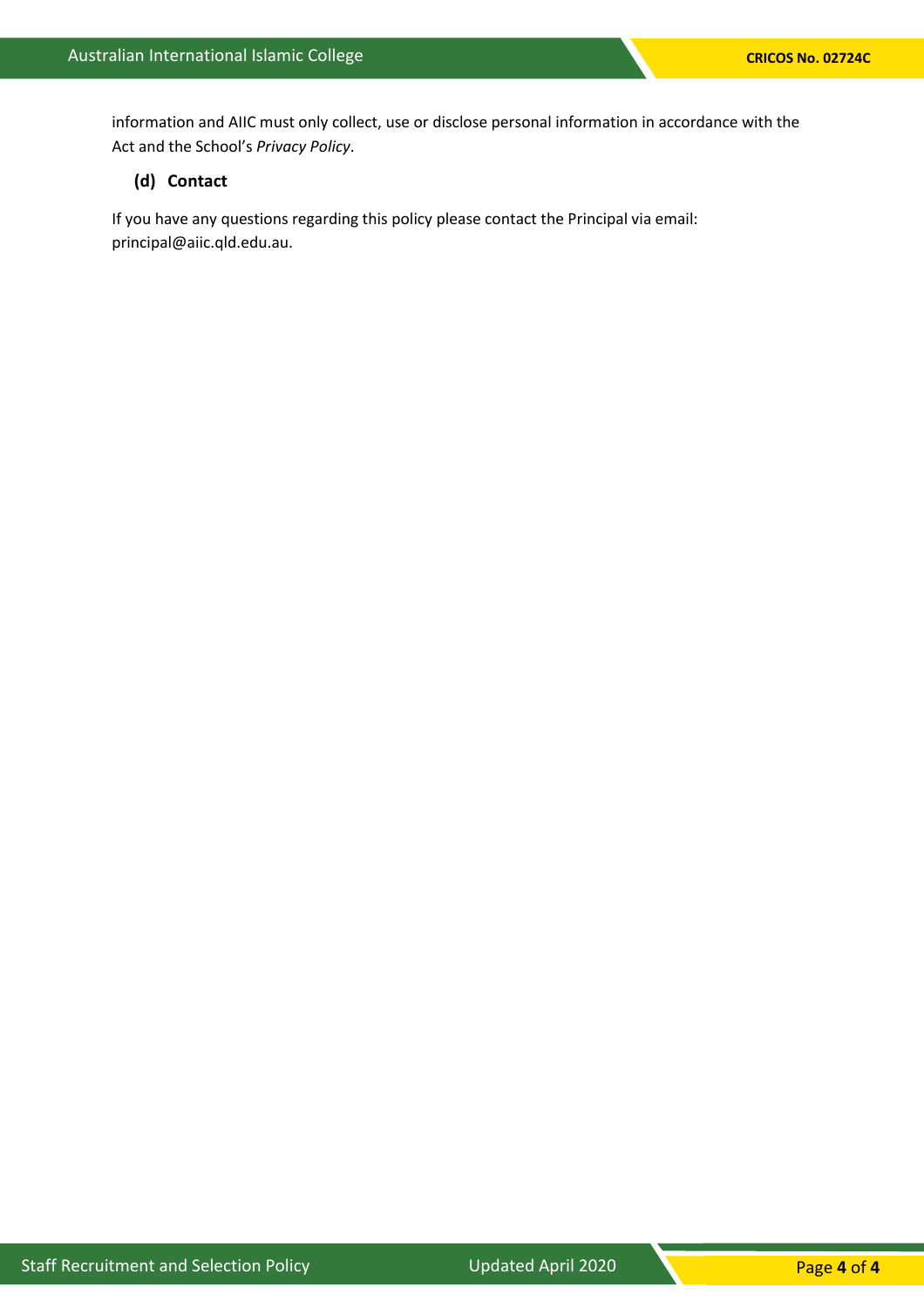information and AIIC must only collect, use or disclose personal information in accordance with the Act and the School's *Privacy Policy*.

**(d) Contact**

If you have any questions regarding this policy please contact the Principal via email: principal@aiic.qld.edu.au.